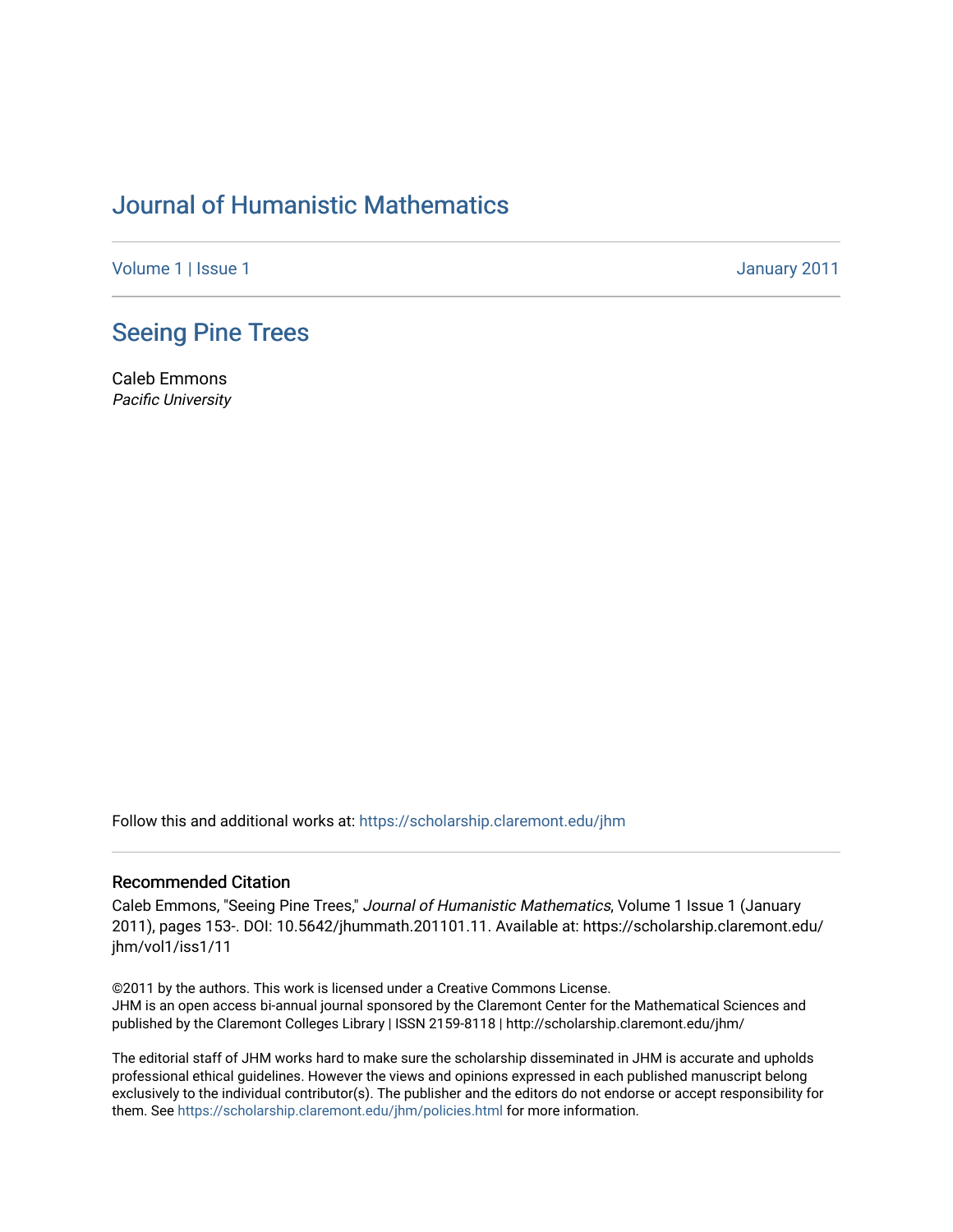# Journal of Humanistic Mathematics

Volume 1 | Issue 1 January 2011

## Seeing Pine Trees

Caleb Emmons
*Pacific University*

Follow this and additional works at: https://scholarship.claremont.edu/jhm

### Recommended Citation

Caleb Emmons, "Seeing Pine Trees," *Journal of Humanistic Mathematics*, Volume 1 Issue 1 (January 2011), pages 153-. DOI: 10.5642/jhummath.201101.11. Available at: https://scholarship.claremont.edu/jhm/vol1/iss1/11

©2011 by the authors. This work is licensed under a Creative Commons License.
JHM is an open access bi-annual journal sponsored by the Claremont Center for the Mathematical Sciences and published by the Claremont Colleges Library | ISSN 2159-8118 | http://scholarship.claremont.edu/jhm/

The editorial staff of JHM works hard to make sure the scholarship disseminated in JHM is accurate and upholds professional ethical guidelines. However the views and opinions expressed in each published manuscript belong exclusively to the individual contributor(s). The publisher and the editors do not endorse or accept responsibility for them. See https://scholarship.claremont.edu/jhm/policies.html for more information.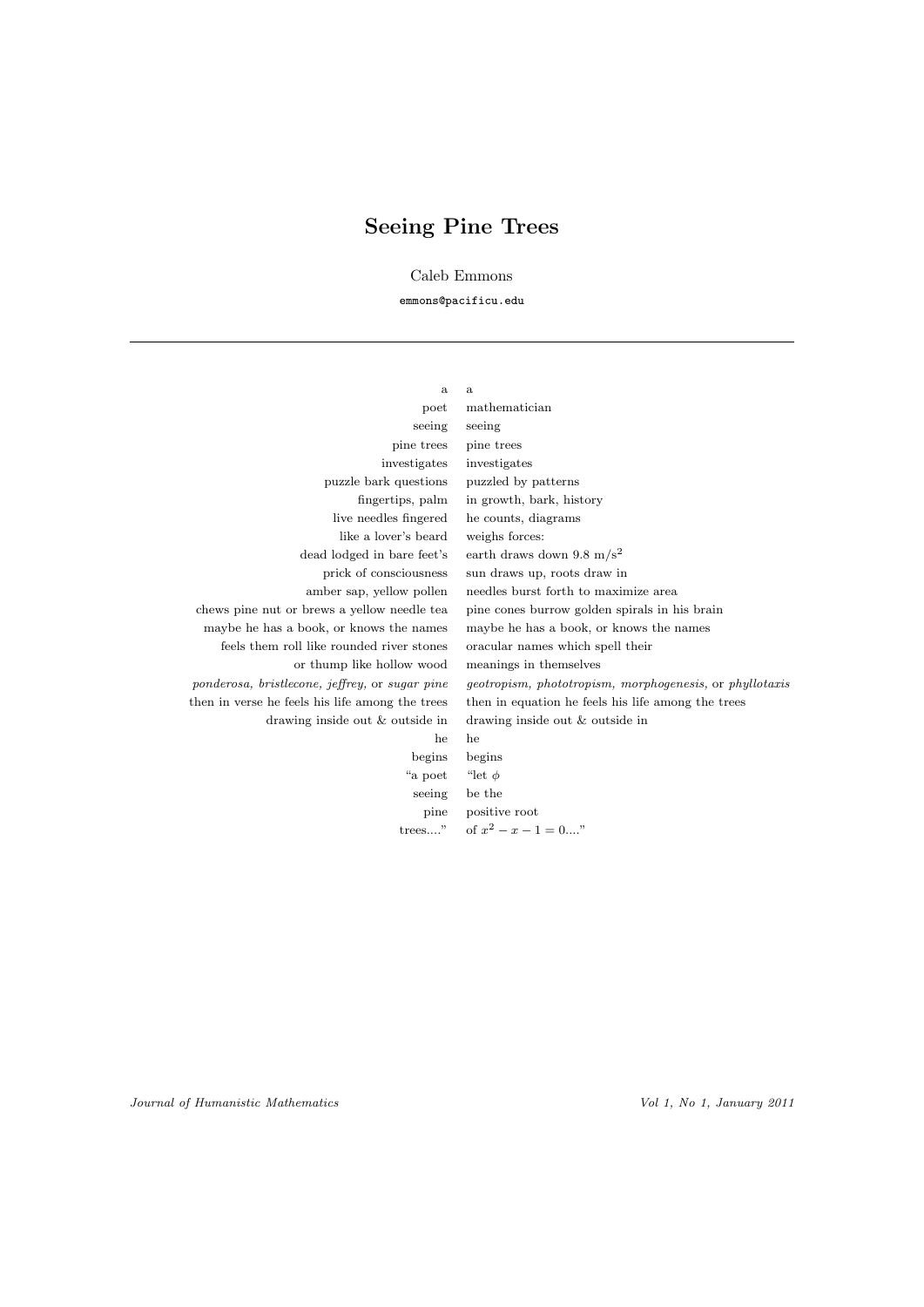# Seeing Pine Trees

Caleb Emmons

emmons@pacificu.edu

---

| | |
|---:|:---|
| a | a |
| poet | mathematician |
| seeing | seeing |
| pine trees | pine trees |
| investigates | investigates |
| puzzle bark questions | puzzled by patterns |
| fingertips, palm | in growth, bark, history |
| live needles fingered | he counts, diagrams |
| like a lover's beard | weighs forces: |
| dead lodged in bare feet's | earth draws down $9.8 \text{ m/s}^2$ |
| prick of consciousness | sun draws up, roots draw in |
| amber sap, yellow pollen | needles burst forth to maximize area |
| chews pine nut or brews a yellow needle tea | pine cones burrow golden spirals in his brain |
| maybe he has a book, or knows the names | maybe he has a book, or knows the names |
| feels them roll like rounded river stones | oracular names which spell their |
| or thump like hollow wood | meanings in themselves |
| *ponderosa, bristlecone, jeffrey,* or *sugar pine* | *geotropism, phototropism, morphogenesis,* or *phyllotaxis* |
| then in verse he feels his life among the trees | then in equation he feels his life among the trees |
| drawing inside out & outside in | drawing inside out & outside in |
| he | he |
| begins | begins |
| "a poet | "let $\phi$ |
| seeing | be the |
| pine | positive root |
| trees...." | of $x^2 - x - 1 = 0$...." |